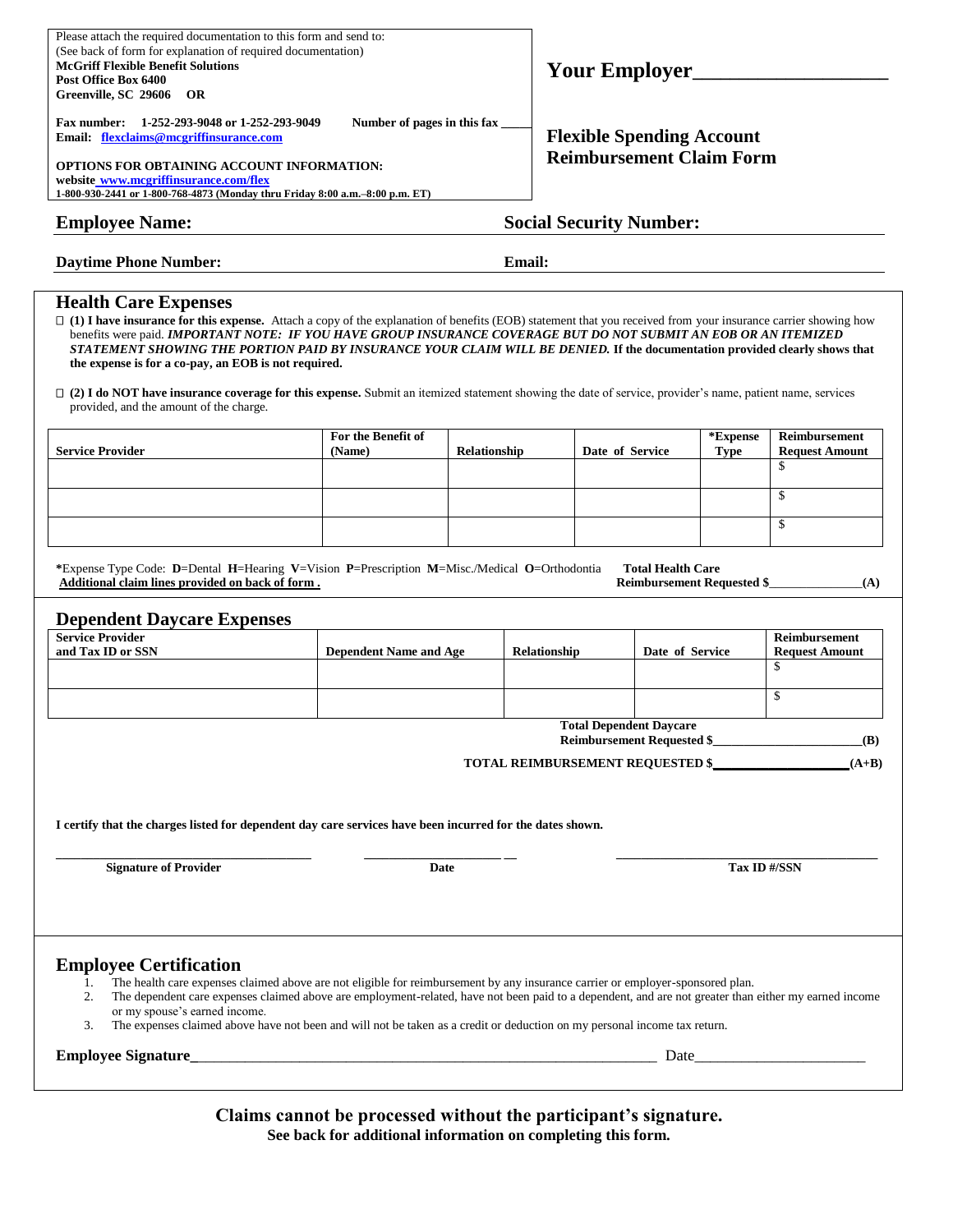Please attach the required documentation to this form and send to:
(See back of form for explanation of required documentation)
**McGriff Flexible Benefit Solutions**
**Post Office Box 6400**
**Greenville, SC 29606 OR**

**Fax number: 1-252-293-9048 or 1-252-293-9049** **Number of pages in this fax _____**
**Email: flexclaims@mcgriffinsurance.com**

**OPTIONS FOR OBTAINING ACCOUNT INFORMATION:**
**website www.mcgriffinsurance.com/flex**
**1-800-930-2441 or 1-800-768-4873 (Monday thru Friday 8:00 a.m.–8:00 p.m. ET)**

## Your Employer__________________

## Flexible Spending Account Reimbursement Claim Form

**Employee Name:** **Social Security Number:**

**Daytime Phone Number:** **Email:**

## Health Care Expenses

☐ **(1) I have insurance for this expense.** Attach a copy of the explanation of benefits (EOB) statement that you received from your insurance carrier showing how benefits were paid. ***IMPORTANT NOTE: IF YOU HAVE GROUP INSURANCE COVERAGE BUT DO NOT SUBMIT AN EOB OR AN ITEMIZED STATEMENT SHOWING THE PORTION PAID BY INSURANCE YOUR CLAIM WILL BE DENIED.*** **If the documentation provided clearly shows that the expense is for a co-pay, an EOB is not required.**

☐ **(2) I do NOT have insurance coverage for this expense.** Submit an itemized statement showing the date of service, provider's name, patient name, services provided, and the amount of the charge.

| Service Provider | For the Benefit of (Name) | Relationship | Date of Service | *Expense Type | Reimbursement Request Amount |
|---|---|---|---|---|---|
| | | | | | $ |
| | | | | | $ |
| | | | | | $ |

*Expense Type Code: **D**=Dental **H**=Hearing **V**=Vision **P**=Prescription **M**=Misc./Medical **O**=Orthodontia
**Additional claim lines provided on back of form .**

**Total Health Care Reimbursement Requested $______________(A)**

## Dependent Daycare Expenses

| Service Provider and Tax ID or SSN | Dependent Name and Age | Relationship | Date of Service | Reimbursement Request Amount |
|---|---|---|---|---|
| | | | | $ |
| | | | | $ |

**Total Dependent Daycare Reimbursement Requested $______________________(B)**

**TOTAL REIMBURSEMENT REQUESTED $___________________(A+B)**

**I certify that the charges listed for dependent day care services have been incurred for the dates shown.**

_______________________ _______________________ _______________________
**Signature of Provider** **Date** **Tax ID #/SSN**

## Employee Certification

1. The health care expenses claimed above are not eligible for reimbursement by any insurance carrier or employer-sponsored plan.
2. The dependent care expenses claimed above are employment-related, have not been paid to a dependent, and are not greater than either my earned income or my spouse's earned income.
3. The expenses claimed above have not been and will not be taken as a credit or deduction on my personal income tax return.

**Employee Signature**_______________________________________________ Date______________________

**Claims cannot be processed without the participant's signature.**
**See back for additional information on completing this form.**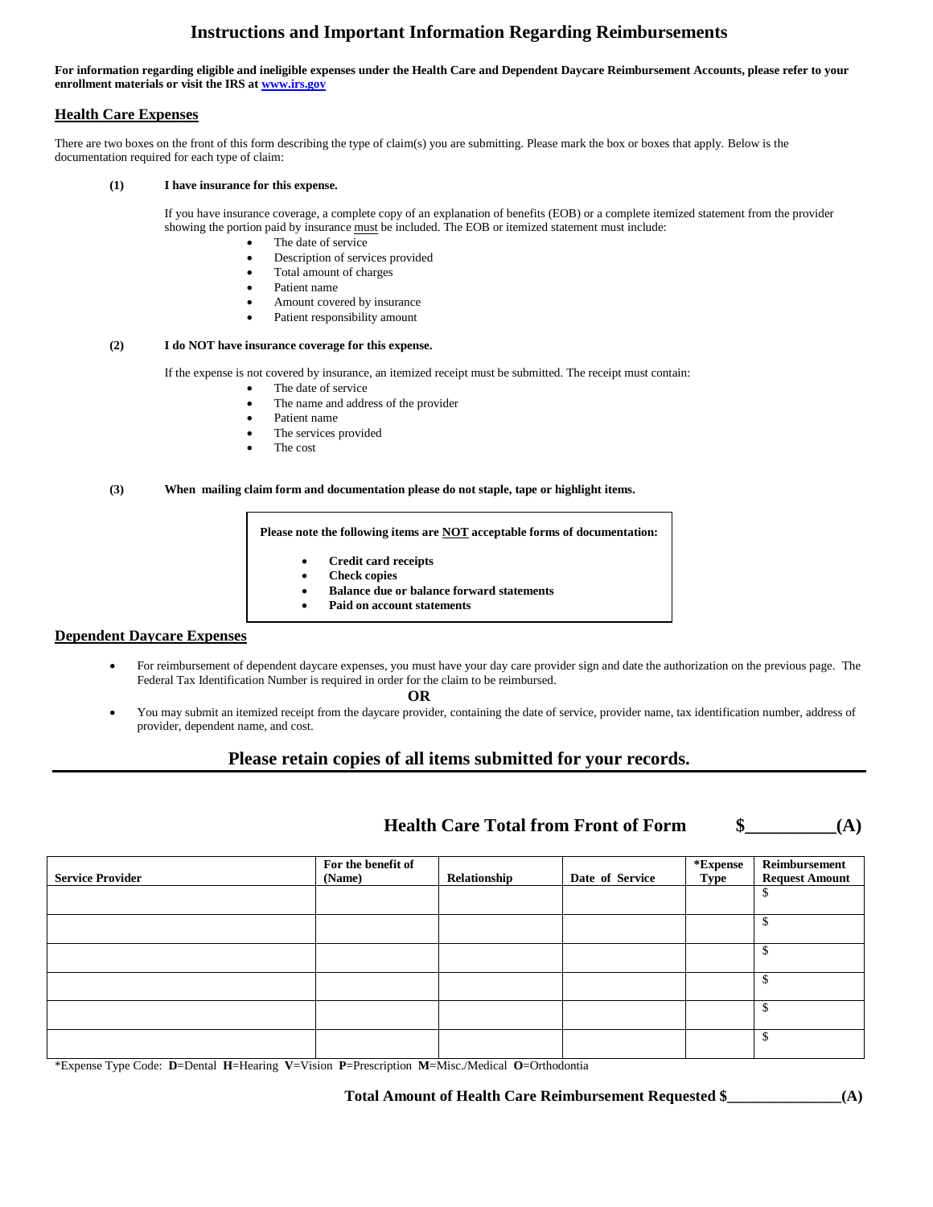# Instructions and Important Information Regarding Reimbursements

**For information regarding eligible and ineligible expenses under the Health Care and Dependent Daycare Reimbursement Accounts, please refer to your enrollment materials or visit the IRS at www.irs.gov**

## Health Care Expenses

There are two boxes on the front of this form describing the type of claim(s) you are submitting. Please mark the box or boxes that apply. Below is the documentation required for each type of claim:

**(1) I have insurance for this expense.**

If you have insurance coverage, a complete copy of an explanation of benefits (EOB) or a complete itemized statement from the provider showing the portion paid by insurance must be included. The EOB or itemized statement must include:

- The date of service
- Description of services provided
- Total amount of charges
- Patient name
- Amount covered by insurance
- Patient responsibility amount

**(2) I do NOT have insurance coverage for this expense.**

If the expense is not covered by insurance, an itemized receipt must be submitted. The receipt must contain:

- The date of service
- The name and address of the provider
- Patient name
- The services provided
- The cost

**(3) When mailing claim form and documentation please do not staple, tape or highlight items.**

**Please note the following items are NOT acceptable forms of documentation:**

- **Credit card receipts**
- **Check copies**
- **Balance due or balance forward statements**
- **Paid on account statements**

## Dependent Daycare Expenses

- For reimbursement of dependent daycare expenses, you must have your day care provider sign and date the authorization on the previous page. The Federal Tax Identification Number is required in order for the claim to be reimbursed.

**OR**

- You may submit an itemized receipt from the daycare provider, containing the date of service, provider name, tax identification number, address of provider, dependent name, and cost.

## Please retain copies of all items submitted for your records.

**Health Care Total from Front of Form $__________(A)**

| Service Provider | For the benefit of (Name) | Relationship | Date of Service | *Expense Type | Reimbursement Request Amount |
|---|---|---|---|---|---|
| | | | | | $ |
| | | | | | $ |
| | | | | | $ |
| | | | | | $ |
| | | | | | $ |
| | | | | | $ |

*Expense Type Code: **D**=Dental **H**=Hearing **V**=Vision **P**=Prescription **M**=Misc./Medical **O**=Orthodontia

**Total Amount of Health Care Reimbursement Requested $_______________(A)**